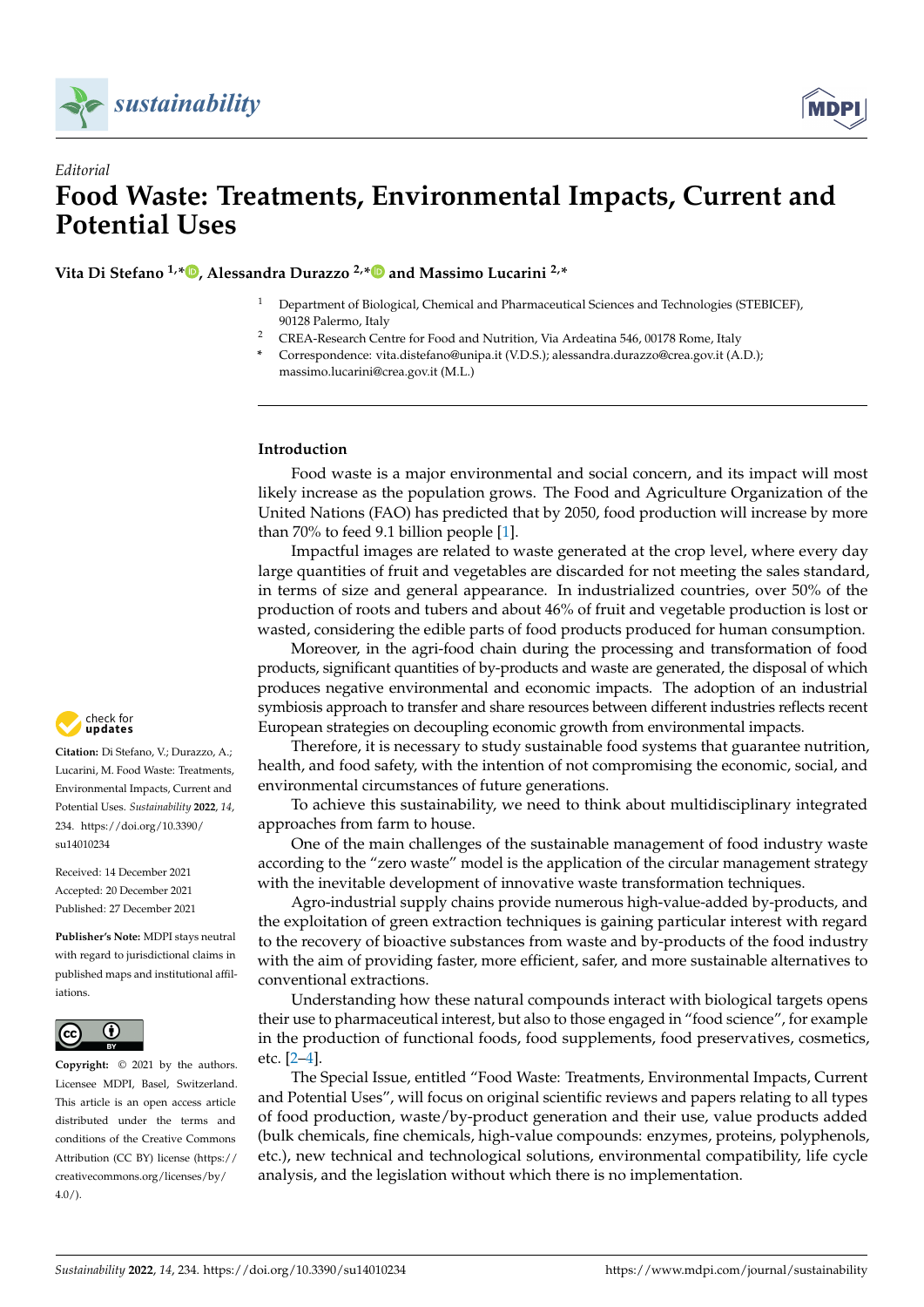*Editorial*

# Food Waste: Treatments, Environmental Impacts, Current and Potential Uses

**Vita Di Stefano [1,*], Alessandra Durazzo [2,*] and Massimo Lucarini [2,*]**

[1] Department of Biological, Chemical and Pharmaceutical Sciences and Technologies (STEBICEF), 90128 Palermo, Italy

[2] CREA-Research Centre for Food and Nutrition, Via Ardeatina 546, 00178 Rome, Italy

[*] Correspondence: vita.distefano@unipa.it (V.D.S.); alessandra.durazzo@crea.gov.it (A.D.); massimo.lucarini@crea.gov.it (M.L.)

**Citation:** Di Stefano, V.; Durazzo, A.; Lucarini, M. Food Waste: Treatments, Environmental Impacts, Current and Potential Uses. *Sustainability* **2022**, *14*, 234. https://doi.org/10.3390/su14010234

Received: 14 December 2021
Accepted: 20 December 2021
Published: 27 December 2021

**Publisher's Note:** MDPI stays neutral with regard to jurisdictional claims in published maps and institutional affiliations.

**Copyright:** © 2021 by the authors. Licensee MDPI, Basel, Switzerland. This article is an open access article distributed under the terms and conditions of the Creative Commons Attribution (CC BY) license (https://creativecommons.org/licenses/by/4.0/).

## Introduction

Food waste is a major environmental and social concern, and its impact will most likely increase as the population grows. The Food and Agriculture Organization of the United Nations (FAO) has predicted that by 2050, food production will increase by more than 70% to feed 9.1 billion people [1].

Impactful images are related to waste generated at the crop level, where every day large quantities of fruit and vegetables are discarded for not meeting the sales standard, in terms of size and general appearance. In industrialized countries, over 50% of the production of roots and tubers and about 46% of fruit and vegetable production is lost or wasted, considering the edible parts of food products produced for human consumption.

Moreover, in the agri-food chain during the processing and transformation of food products, significant quantities of by-products and waste are generated, the disposal of which produces negative environmental and economic impacts. The adoption of an industrial symbiosis approach to transfer and share resources between different industries reflects recent European strategies on decoupling economic growth from environmental impacts.

Therefore, it is necessary to study sustainable food systems that guarantee nutrition, health, and food safety, with the intention of not compromising the economic, social, and environmental circumstances of future generations.

To achieve this sustainability, we need to think about multidisciplinary integrated approaches from farm to house.

One of the main challenges of the sustainable management of food industry waste according to the "zero waste" model is the application of the circular management strategy with the inevitable development of innovative waste transformation techniques.

Agro-industrial supply chains provide numerous high-value-added by-products, and the exploitation of green extraction techniques is gaining particular interest with regard to the recovery of bioactive substances from waste and by-products of the food industry with the aim of providing faster, more efficient, safer, and more sustainable alternatives to conventional extractions.

Understanding how these natural compounds interact with biological targets opens their use to pharmaceutical interest, but also to those engaged in "food science", for example in the production of functional foods, food supplements, food preservatives, cosmetics, etc. [2–4].

The Special Issue, entitled "Food Waste: Treatments, Environmental Impacts, Current and Potential Uses", will focus on original scientific reviews and papers relating to all types of food production, waste/by-product generation and their use, value products added (bulk chemicals, fine chemicals, high-value compounds: enzymes, proteins, polyphenols, etc.), new technical and technological solutions, environmental compatibility, life cycle analysis, and the legislation without which there is no implementation.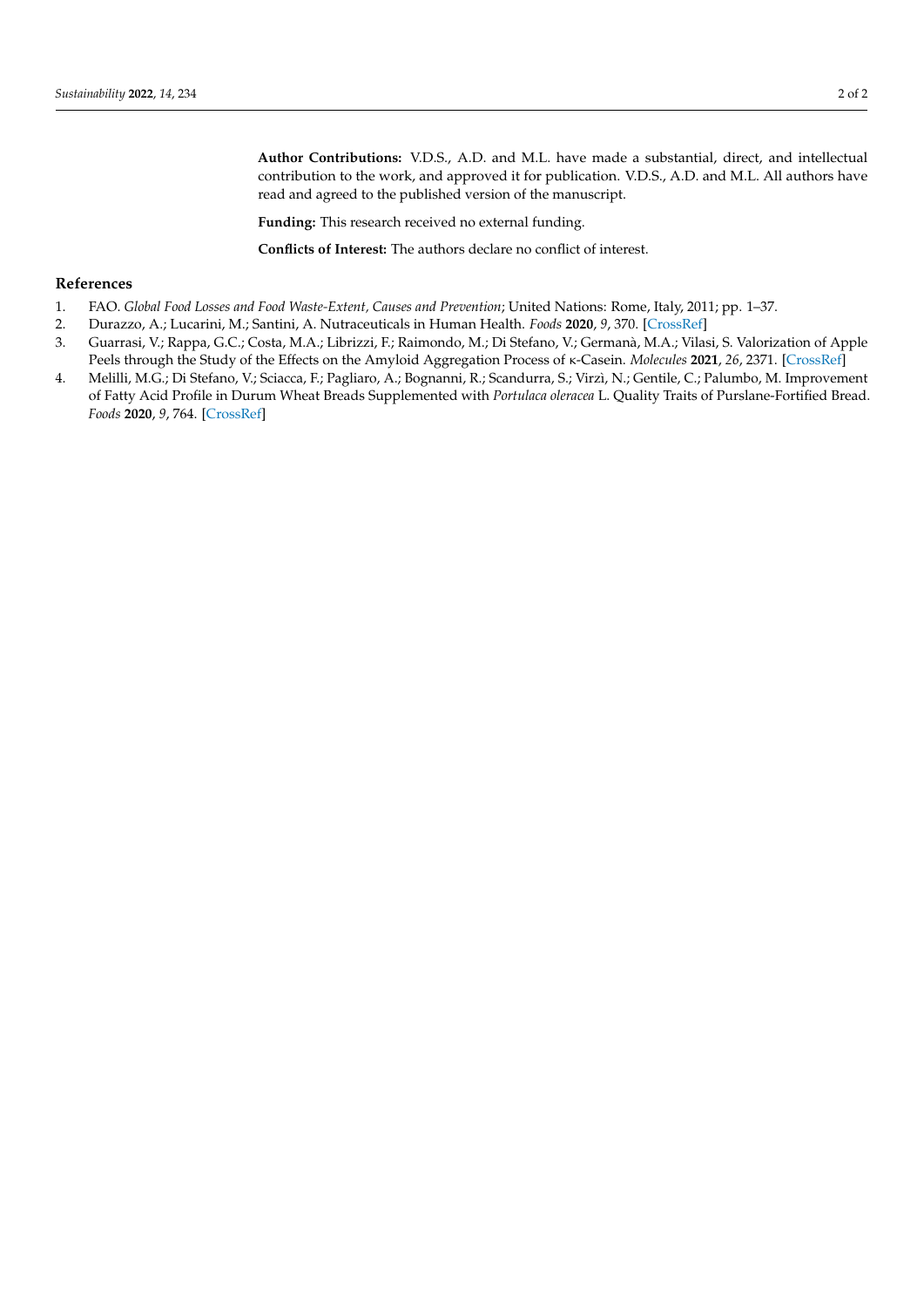**Author Contributions:** V.D.S., A.D. and M.L. have made a substantial, direct, and intellectual contribution to the work, and approved it for publication. V.D.S., A.D. and M.L. All authors have read and agreed to the published version of the manuscript.

**Funding:** This research received no external funding.

**Conflicts of Interest:** The authors declare no conflict of interest.

## References

1. FAO. *Global Food Losses and Food Waste-Extent, Causes and Prevention*; United Nations: Rome, Italy, 2011; pp. 1–37.
2. Durazzo, A.; Lucarini, M.; Santini, A. Nutraceuticals in Human Health. *Foods* **2020**, *9*, 370. [CrossRef]
3. Guarrasi, V.; Rappa, G.C.; Costa, M.A.; Librizzi, F.; Raimondo, M.; Di Stefano, V.; Germanà, M.A.; Vilasi, S. Valorization of Apple Peels through the Study of the Effects on the Amyloid Aggregation Process of κ-Casein. *Molecules* **2021**, *26*, 2371. [CrossRef]
4. Melilli, M.G.; Di Stefano, V.; Sciacca, F.; Pagliaro, A.; Bognanni, R.; Scandurra, S.; Virzì, N.; Gentile, C.; Palumbo, M. Improvement of Fatty Acid Profile in Durum Wheat Breads Supplemented with *Portulaca oleracea* L. Quality Traits of Purslane-Fortified Bread. *Foods* **2020**, *9*, 764. [CrossRef]